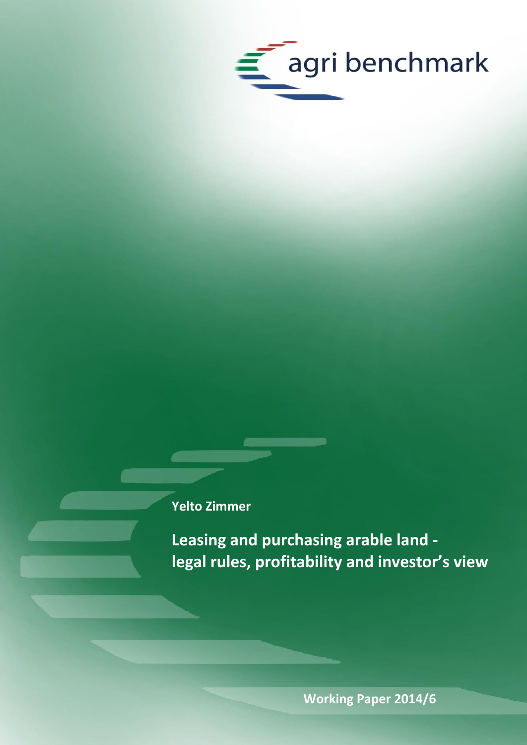agri benchmark

**Yelto Zimmer**

# Leasing and purchasing arable land - legal rules, profitability and investor's view

**Working Paper 2014/6**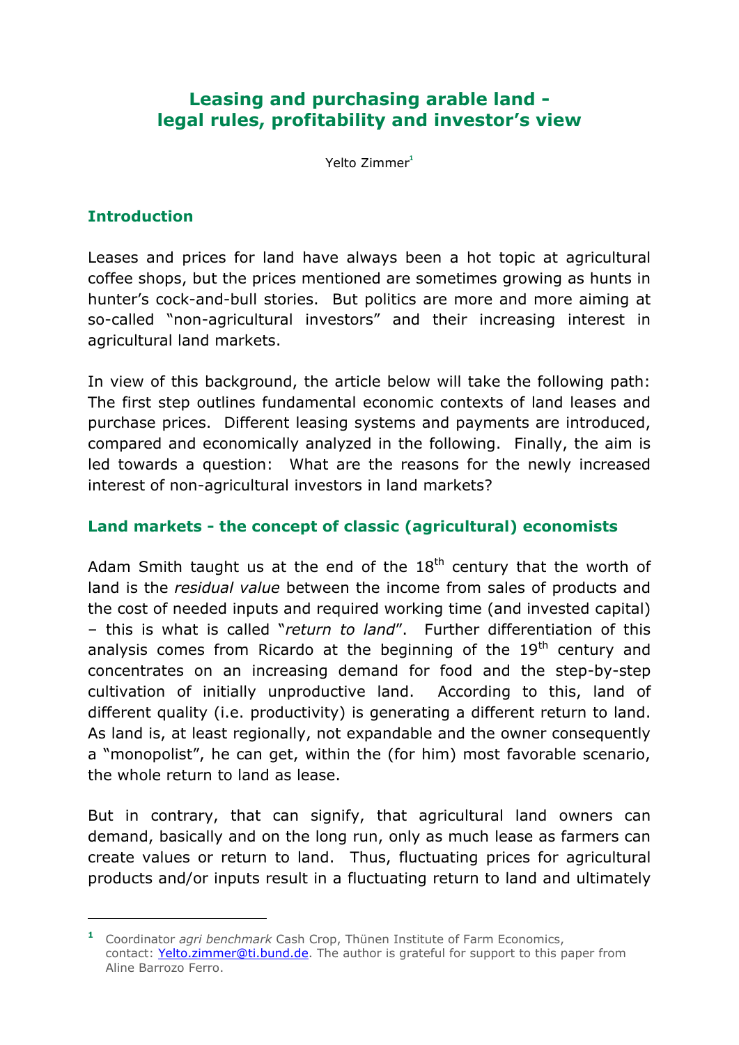# Leasing and purchasing arable land - legal rules, profitability and investor's view

Yelto Zimmer[1]

## Introduction

Leases and prices for land have always been a hot topic at agricultural coffee shops, but the prices mentioned are sometimes growing as hunts in hunter's cock-and-bull stories. But politics are more and more aiming at so-called "non-agricultural investors" and their increasing interest in agricultural land markets.

In view of this background, the article below will take the following path: The first step outlines fundamental economic contexts of land leases and purchase prices. Different leasing systems and payments are introduced, compared and economically analyzed in the following. Finally, the aim is led towards a question: What are the reasons for the newly increased interest of non-agricultural investors in land markets?

## Land markets - the concept of classic (agricultural) economists

Adam Smith taught us at the end of the 18th century that the worth of land is the *residual value* between the income from sales of products and the cost of needed inputs and required working time (and invested capital) – this is what is called "*return to land*". Further differentiation of this analysis comes from Ricardo at the beginning of the 19th century and concentrates on an increasing demand for food and the step-by-step cultivation of initially unproductive land. According to this, land of different quality (i.e. productivity) is generating a different return to land. As land is, at least regionally, not expandable and the owner consequently a "monopolist", he can get, within the (for him) most favorable scenario, the whole return to land as lease.

But in contrary, that can signify, that agricultural land owners can demand, basically and on the long run, only as much lease as farmers can create values or return to land. Thus, fluctuating prices for agricultural products and/or inputs result in a fluctuating return to land and ultimately

---

[1] Coordinator *agri benchmark* Cash Crop, Thünen Institute of Farm Economics, contact: Yelto.zimmer@ti.bund.de. The author is grateful for support to this paper from Aline Barrozo Ferro.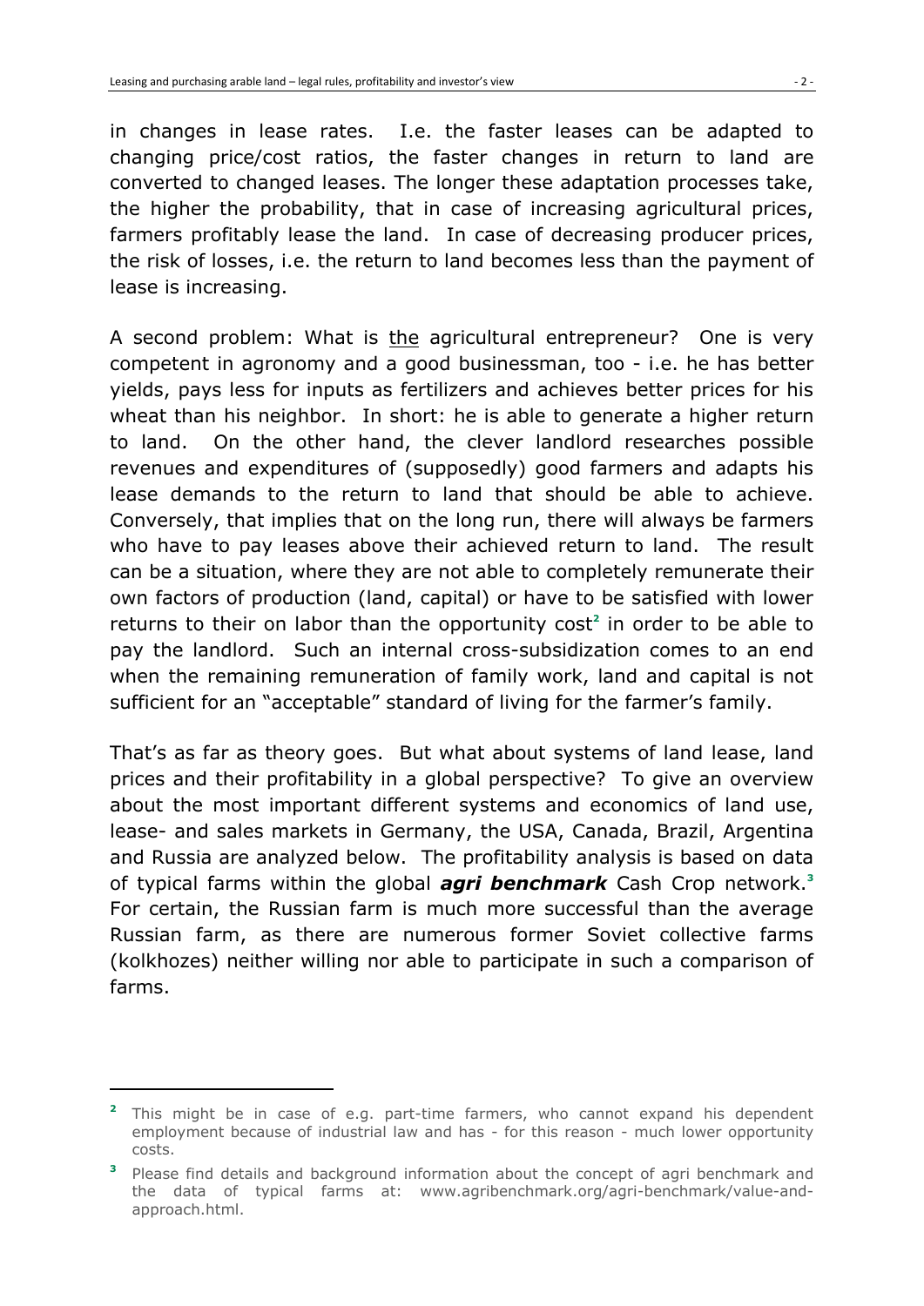in changes in lease rates. I.e. the faster leases can be adapted to changing price/cost ratios, the faster changes in return to land are converted to changed leases. The longer these adaptation processes take, the higher the probability, that in case of increasing agricultural prices, farmers profitably lease the land. In case of decreasing producer prices, the risk of losses, i.e. the return to land becomes less than the payment of lease is increasing.

A second problem: What is <u>the</u> agricultural entrepreneur? One is very competent in agronomy and a good businessman, too - i.e. he has better yields, pays less for inputs as fertilizers and achieves better prices for his wheat than his neighbor. In short: he is able to generate a higher return to land. On the other hand, the clever landlord researches possible revenues and expenditures of (supposedly) good farmers and adapts his lease demands to the return to land that should be able to achieve. Conversely, that implies that on the long run, there will always be farmers who have to pay leases above their achieved return to land. The result can be a situation, where they are not able to completely remunerate their own factors of production (land, capital) or have to be satisfied with lower returns to their on labor than the opportunity cost[2] in order to be able to pay the landlord. Such an internal cross-subsidization comes to an end when the remaining remuneration of family work, land and capital is not sufficient for an "acceptable" standard of living for the farmer's family.

That's as far as theory goes. But what about systems of land lease, land prices and their profitability in a global perspective? To give an overview about the most important different systems and economics of land use, lease- and sales markets in Germany, the USA, Canada, Brazil, Argentina and Russia are analyzed below. The profitability analysis is based on data of typical farms within the global ***agri benchmark*** Cash Crop network.[3] For certain, the Russian farm is much more successful than the average Russian farm, as there are numerous former Soviet collective farms (kolkhozes) neither willing nor able to participate in such a comparison of farms.

---

[2] This might be in case of e.g. part-time farmers, who cannot expand his dependent employment because of industrial law and has - for this reason - much lower opportunity costs.

[3] Please find details and background information about the concept of agri benchmark and the data of typical farms at: www.agribenchmark.org/agri-benchmark/value-and-approach.html.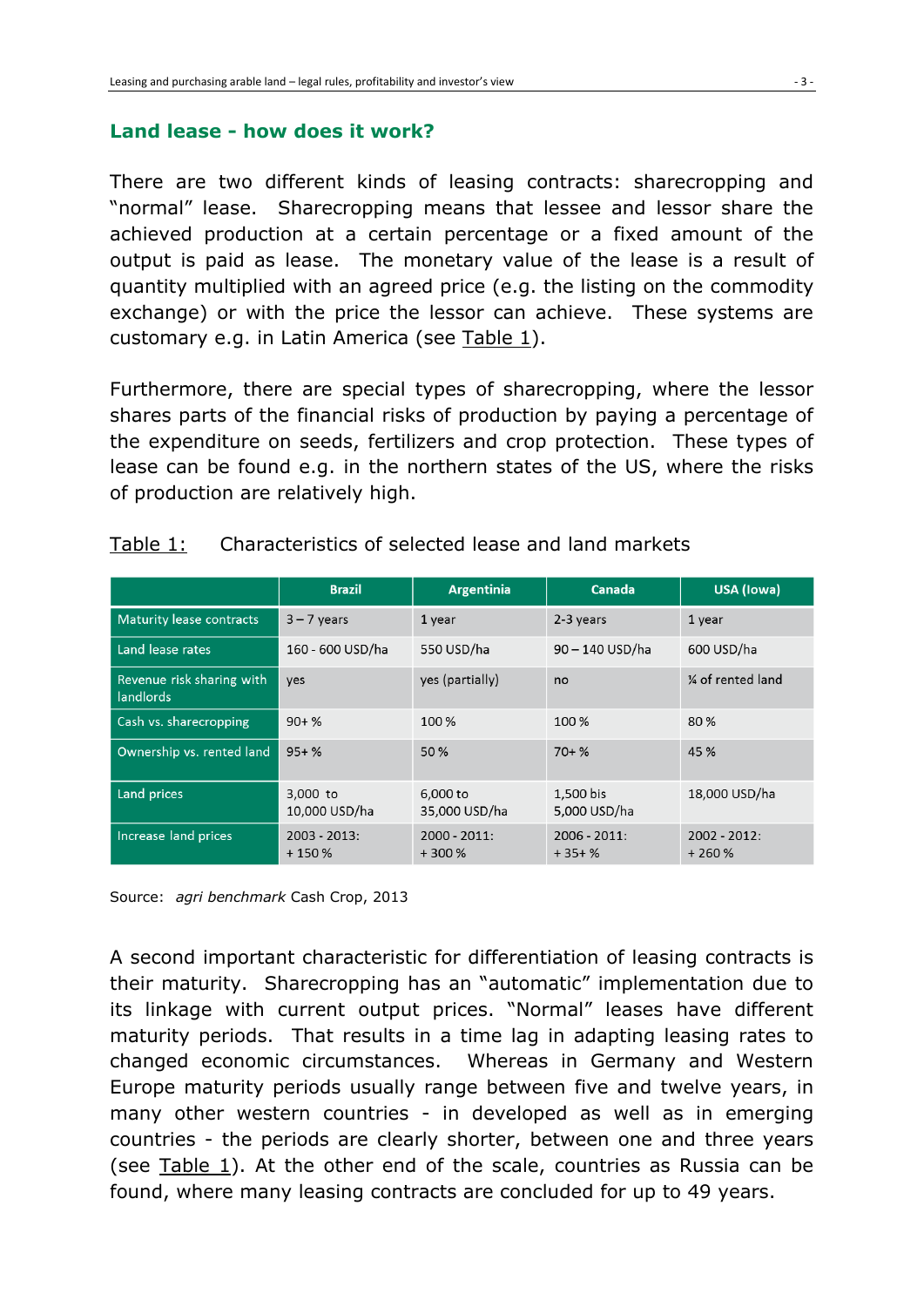## Land lease - how does it work?

There are two different kinds of leasing contracts: sharecropping and "normal" lease. Sharecropping means that lessee and lessor share the achieved production at a certain percentage or a fixed amount of the output is paid as lease. The monetary value of the lease is a result of quantity multiplied with an agreed price (e.g. the listing on the commodity exchange) or with the price the lessor can achieve. These systems are customary e.g. in Latin America (see Table 1).

Furthermore, there are special types of sharecropping, where the lessor shares parts of the financial risks of production by paying a percentage of the expenditure on seeds, fertilizers and crop protection. These types of lease can be found e.g. in the northern states of the US, where the risks of production are relatively high.

Table 1: Characteristics of selected lease and land markets

| | Brazil | Argentinia | Canada | USA (Iowa) |
|---|---|---|---|---|
| Maturity lease contracts | 3 – 7 years | 1 year | 2-3 years | 1 year |
| Land lease rates | 160 - 600 USD/ha | 550 USD/ha | 90 – 140 USD/ha | 600 USD/ha |
| Revenue risk sharing with landlords | yes | yes (partially) | no | ¼ of rented land |
| Cash vs. sharecropping | 90+ % | 100 % | 100 % | 80 % |
| Ownership vs. rented land | 95+ % | 50 % | 70+ % | 45 % |
| Land prices | 3,000 to 10,000 USD/ha | 6,000 to 35,000 USD/ha | 1,500 bis 5,000 USD/ha | 18,000 USD/ha |
| Increase land prices | 2003 - 2013: + 150 % | 2000 - 2011: + 300 % | 2006 - 2011: + 35+ % | 2002 - 2012: + 260 % |

Source: *agri benchmark* Cash Crop, 2013

A second important characteristic for differentiation of leasing contracts is their maturity. Sharecropping has an "automatic" implementation due to its linkage with current output prices. "Normal" leases have different maturity periods. That results in a time lag in adapting leasing rates to changed economic circumstances. Whereas in Germany and Western Europe maturity periods usually range between five and twelve years, in many other western countries - in developed as well as in emerging countries - the periods are clearly shorter, between one and three years (see Table 1). At the other end of the scale, countries as Russia can be found, where many leasing contracts are concluded for up to 49 years.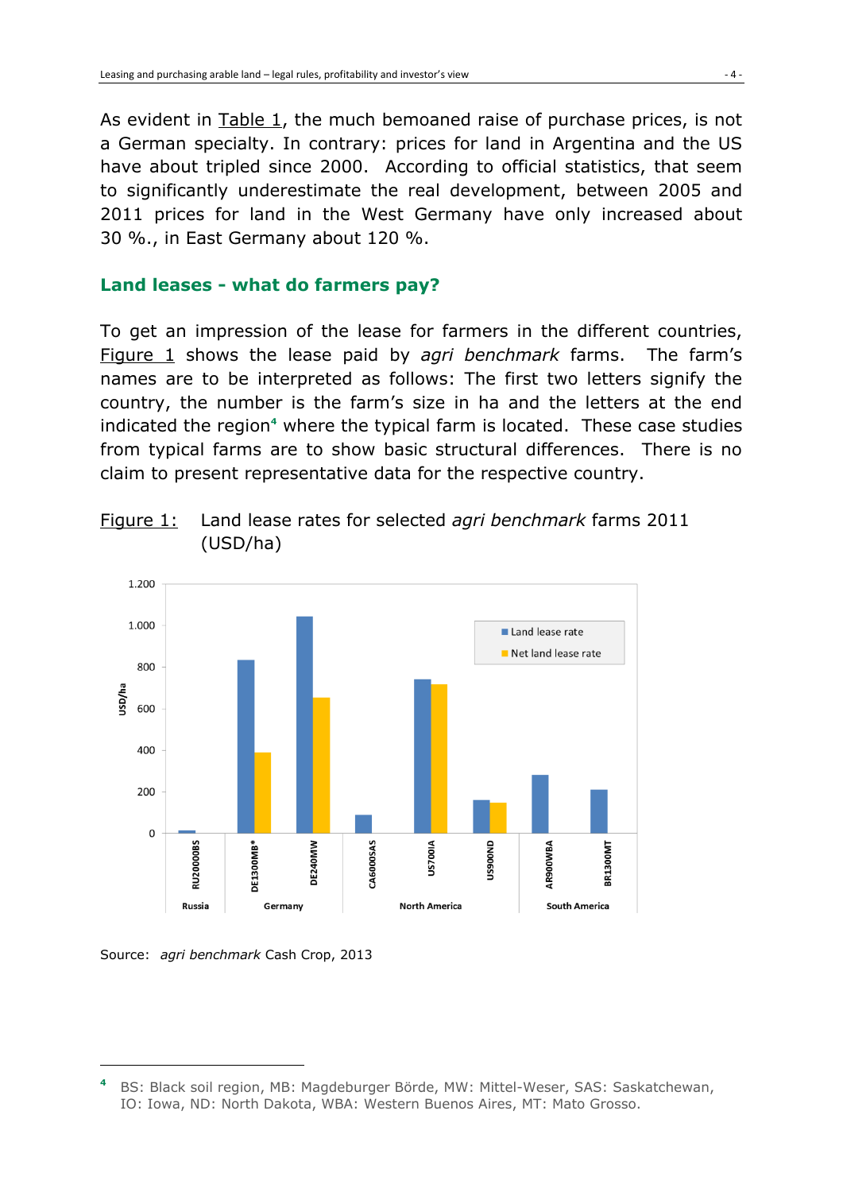As evident in Table 1, the much bemoaned raise of purchase prices, is not a German specialty. In contrary: prices for land in Argentina and the US have about tripled since 2000. According to official statistics, that seem to significantly underestimate the real development, between 2005 and 2011 prices for land in the West Germany have only increased about 30 %., in East Germany about 120 %.

### Land leases - what do farmers pay?

To get an impression of the lease for farmers in the different countries, Figure 1 shows the lease paid by *agri benchmark* farms. The farm's names are to be interpreted as follows: The first two letters signify the country, the number is the farm's size in ha and the letters at the end indicated the region[4] where the typical farm is located. These case studies from typical farms are to show basic structural differences. There is no claim to present representative data for the respective country.

Figure 1: Land lease rates for selected *agri benchmark* farms 2011 (USD/ha)

USD/ha
1.200
1.000
800
600
400
200
0

Land lease rate
Net land lease rate

RU20000BS
DE1300MB*
DE240MW
CA6000SAS
US700IA
US900ND
AR900WBA
BR1300MT

Russia
Germany
North America
South America

Source: *agri benchmark* Cash Crop, 2013

---

[4] BS: Black soil region, MB: Magdeburger Börde, MW: Mittel-Weser, SAS: Saskatchewan, IO: Iowa, ND: North Dakota, WBA: Western Buenos Aires, MT: Mato Grosso.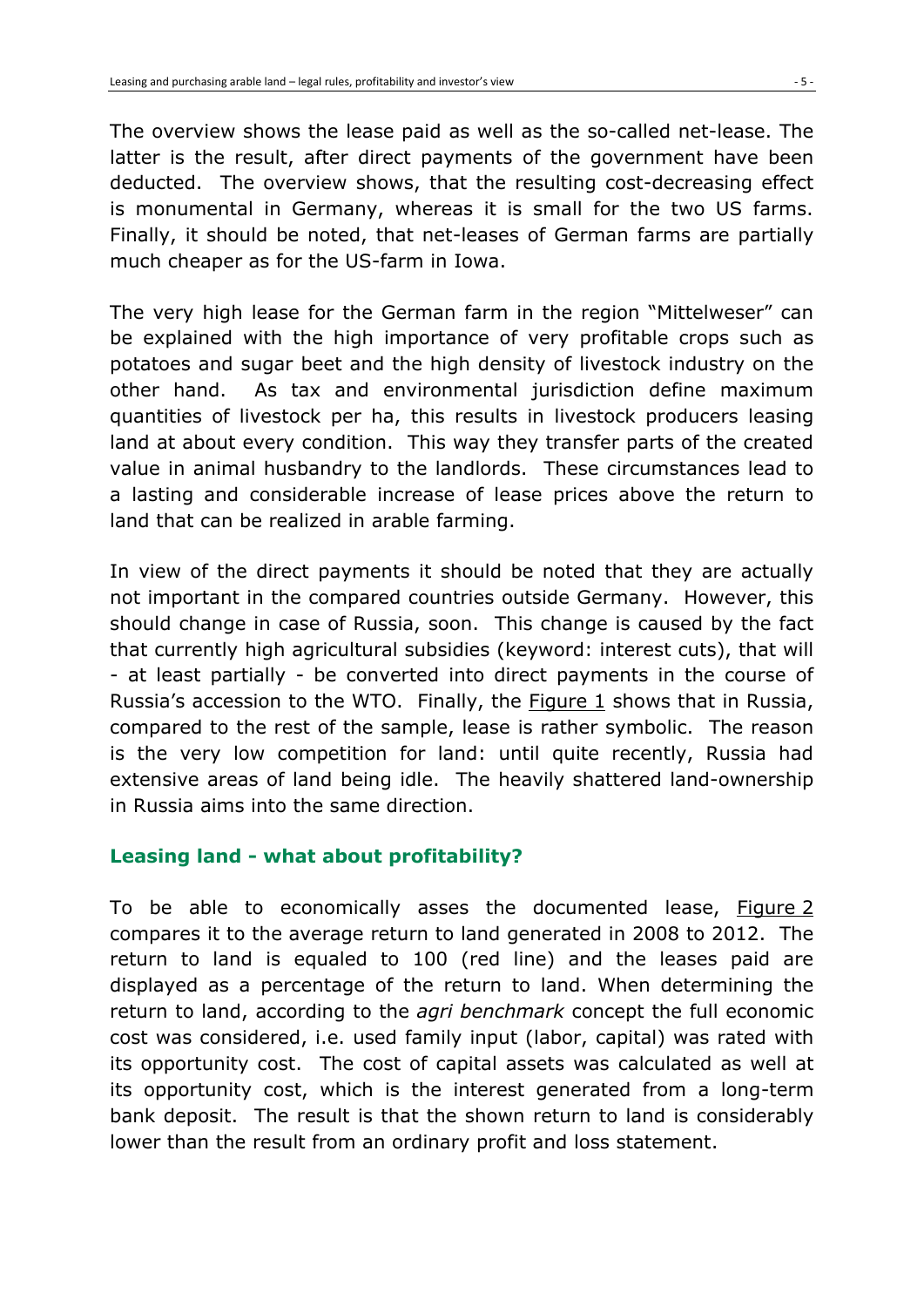The overview shows the lease paid as well as the so-called net-lease. The latter is the result, after direct payments of the government have been deducted. The overview shows, that the resulting cost-decreasing effect is monumental in Germany, whereas it is small for the two US farms. Finally, it should be noted, that net-leases of German farms are partially much cheaper as for the US-farm in Iowa.

The very high lease for the German farm in the region "Mittelweser" can be explained with the high importance of very profitable crops such as potatoes and sugar beet and the high density of livestock industry on the other hand. As tax and environmental jurisdiction define maximum quantities of livestock per ha, this results in livestock producers leasing land at about every condition. This way they transfer parts of the created value in animal husbandry to the landlords. These circumstances lead to a lasting and considerable increase of lease prices above the return to land that can be realized in arable farming.

In view of the direct payments it should be noted that they are actually not important in the compared countries outside Germany. However, this should change in case of Russia, soon. This change is caused by the fact that currently high agricultural subsidies (keyword: interest cuts), that will - at least partially - be converted into direct payments in the course of Russia's accession to the WTO. Finally, the Figure 1 shows that in Russia, compared to the rest of the sample, lease is rather symbolic. The reason is the very low competition for land: until quite recently, Russia had extensive areas of land being idle. The heavily shattered land-ownership in Russia aims into the same direction.

### Leasing land - what about profitability?

To be able to economically asses the documented lease, Figure 2 compares it to the average return to land generated in 2008 to 2012. The return to land is equaled to 100 (red line) and the leases paid are displayed as a percentage of the return to land. When determining the return to land, according to the *agri benchmark* concept the full economic cost was considered, i.e. used family input (labor, capital) was rated with its opportunity cost. The cost of capital assets was calculated as well at its opportunity cost, which is the interest generated from a long-term bank deposit. The result is that the shown return to land is considerably lower than the result from an ordinary profit and loss statement.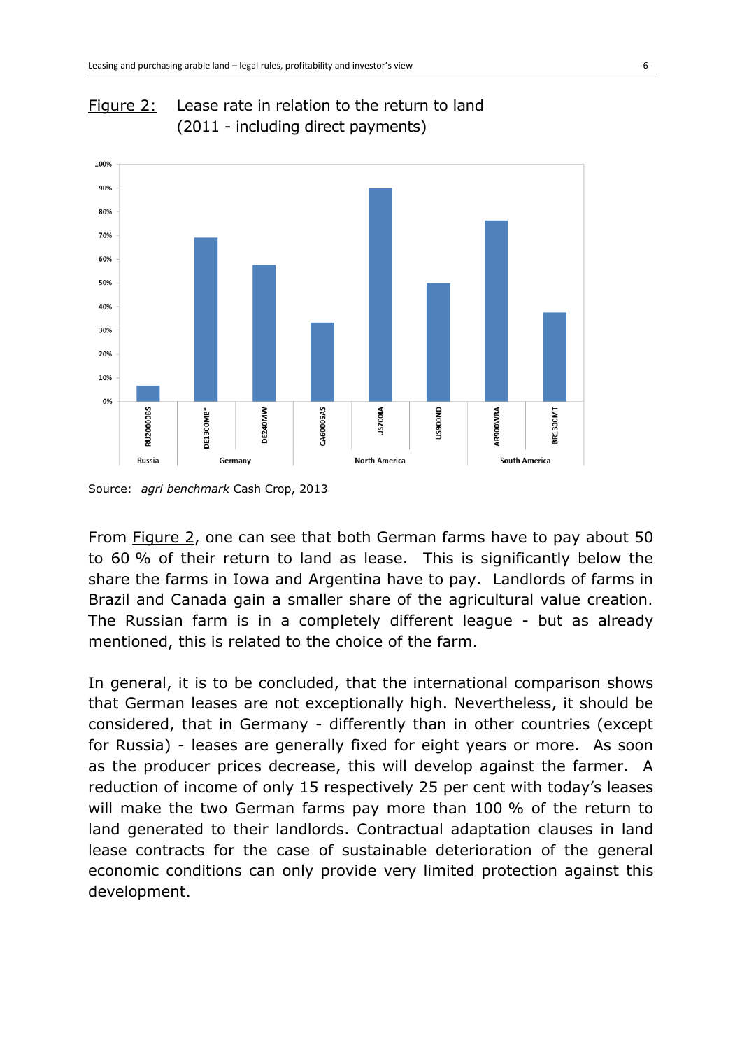Figure 2: Lease rate in relation to the return to land (2011 - including direct payments)

100%
90%
80%
70%
60%
50%
40%
30%
20%
10%
0%

RU20000BS
DE1300MB*
DE240MW
CA6000SAS
US700IA
US900ND
AR900WBA
BR1300MT

Russia
Germany
North America
South America

Source: *agri benchmark* Cash Crop, 2013

From Figure 2, one can see that both German farms have to pay about 50 to 60 % of their return to land as lease. This is significantly below the share the farms in Iowa and Argentina have to pay. Landlords of farms in Brazil and Canada gain a smaller share of the agricultural value creation. The Russian farm is in a completely different league - but as already mentioned, this is related to the choice of the farm.

In general, it is to be concluded, that the international comparison shows that German leases are not exceptionally high. Nevertheless, it should be considered, that in Germany - differently than in other countries (except for Russia) - leases are generally fixed for eight years or more. As soon as the producer prices decrease, this will develop against the farmer. A reduction of income of only 15 respectively 25 per cent with today's leases will make the two German farms pay more than 100 % of the return to land generated to their landlords. Contractual adaptation clauses in land lease contracts for the case of sustainable deterioration of the general economic conditions can only provide very limited protection against this development.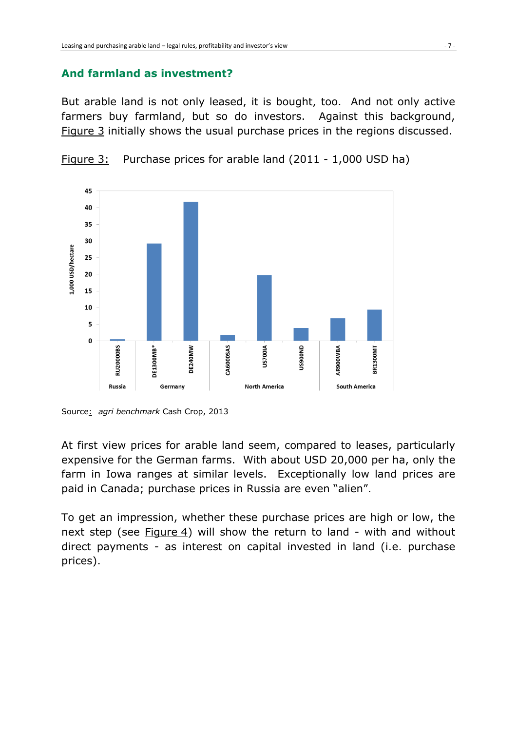## And farmland as investment?

But arable land is not only leased, it is bought, too. And not only active farmers buy farmland, but so do investors. Against this background, Figure 3 initially shows the usual purchase prices in the regions discussed.

Figure 3: Purchase prices for arable land (2011 - 1,000 USD ha)

1,000 USD/hectare

45
40
35
30
25
20
15
10
5
0

RU20000BS
DE1300MB*
DE240MW
CA6000SAS
US700IA
US900ND
AR900WBA
BR1300MT

Russia
Germany
North America
South America

Source: *agri benchmark* Cash Crop, 2013

At first view prices for arable land seem, compared to leases, particularly expensive for the German farms. With about USD 20,000 per ha, only the farm in Iowa ranges at similar levels. Exceptionally low land prices are paid in Canada; purchase prices in Russia are even "alien".

To get an impression, whether these purchase prices are high or low, the next step (see Figure 4) will show the return to land - with and without direct payments - as interest on capital invested in land (i.e. purchase prices).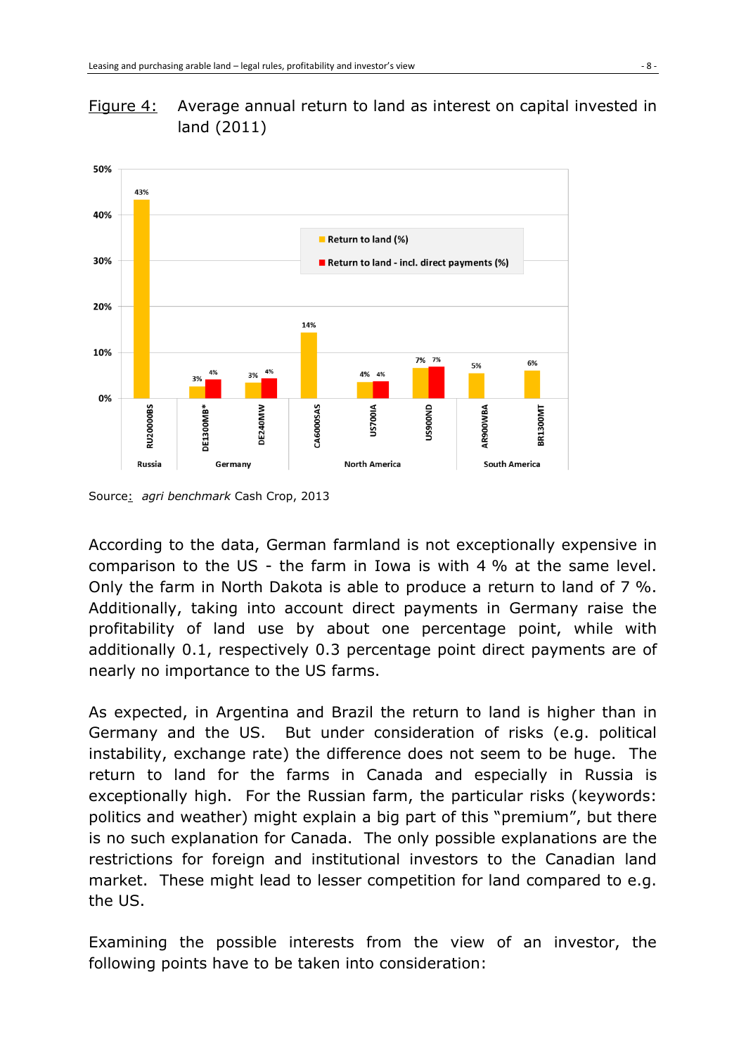Figure 4: Average annual return to land as interest on capital invested in land (2011)

50%
40%
30%
20%
10%
0%

Return to land (%)
Return to land - incl. direct payments (%)

43%
3% 4%
3% 4%
14%
4% 4%
7% 7%
5%
6%

RU20000BS
DE1300MB*
DE240MW
CA6000SAS
US700IA
US900ND
AR900WBA
BR1300MT

Russia
Germany
North America
South America

Source: *agri benchmark* Cash Crop, 2013

According to the data, German farmland is not exceptionally expensive in comparison to the US - the farm in Iowa is with 4 % at the same level. Only the farm in North Dakota is able to produce a return to land of 7 %. Additionally, taking into account direct payments in Germany raise the profitability of land use by about one percentage point, while with additionally 0.1, respectively 0.3 percentage point direct payments are of nearly no importance to the US farms.

As expected, in Argentina and Brazil the return to land is higher than in Germany and the US. But under consideration of risks (e.g. political instability, exchange rate) the difference does not seem to be huge. The return to land for the farms in Canada and especially in Russia is exceptionally high. For the Russian farm, the particular risks (keywords: politics and weather) might explain a big part of this "premium", but there is no such explanation for Canada. The only possible explanations are the restrictions for foreign and institutional investors to the Canadian land market. These might lead to lesser competition for land compared to e.g. the US.

Examining the possible interests from the view of an investor, the following points have to be taken into consideration: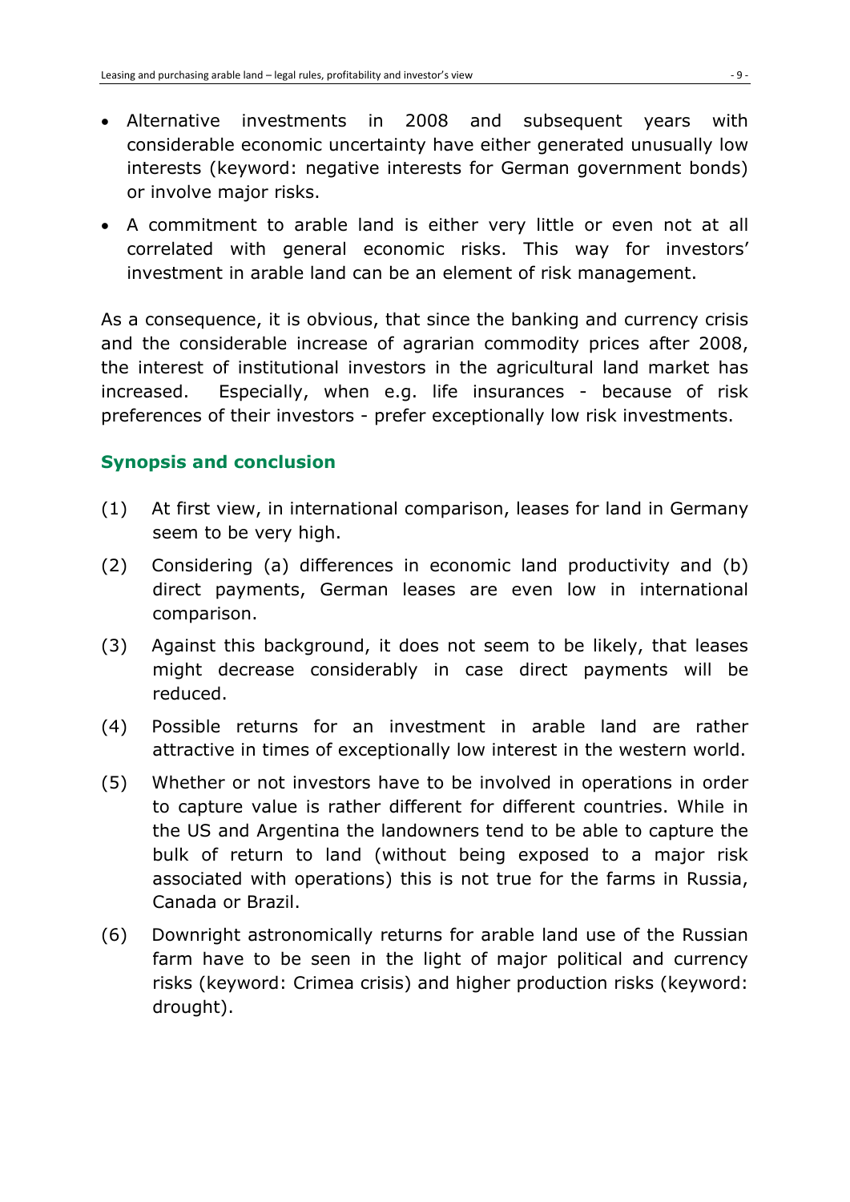- Alternative investments in 2008 and subsequent years with considerable economic uncertainty have either generated unusually low interests (keyword: negative interests for German government bonds) or involve major risks.
- A commitment to arable land is either very little or even not at all correlated with general economic risks. This way for investors' investment in arable land can be an element of risk management.

As a consequence, it is obvious, that since the banking and currency crisis and the considerable increase of agrarian commodity prices after 2008, the interest of institutional investors in the agricultural land market has increased. Especially, when e.g. life insurances - because of risk preferences of their investors - prefer exceptionally low risk investments.

## Synopsis and conclusion

(1) At first view, in international comparison, leases for land in Germany seem to be very high.

(2) Considering (a) differences in economic land productivity and (b) direct payments, German leases are even low in international comparison.

(3) Against this background, it does not seem to be likely, that leases might decrease considerably in case direct payments will be reduced.

(4) Possible returns for an investment in arable land are rather attractive in times of exceptionally low interest in the western world.

(5) Whether or not investors have to be involved in operations in order to capture value is rather different for different countries. While in the US and Argentina the landowners tend to be able to capture the bulk of return to land (without being exposed to a major risk associated with operations) this is not true for the farms in Russia, Canada or Brazil.

(6) Downright astronomically returns for arable land use of the Russian farm have to be seen in the light of major political and currency risks (keyword: Crimea crisis) and higher production risks (keyword: drought).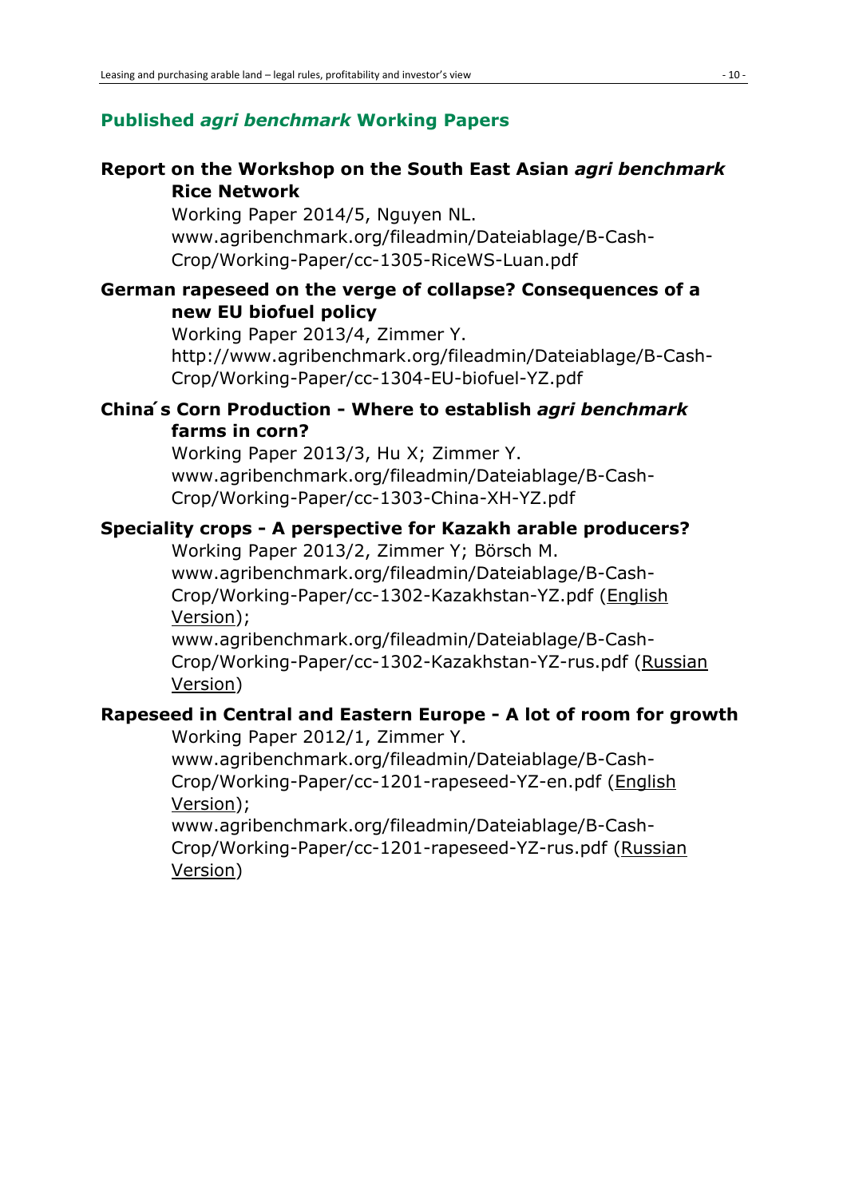## Published *agri benchmark* Working Papers

**Report on the Workshop on the South East Asian *agri benchmark* Rice Network**

Working Paper 2014/5, Nguyen NL.
www.agribenchmark.org/fileadmin/Dateiablage/B-Cash-Crop/Working-Paper/cc-1305-RiceWS-Luan.pdf

**German rapeseed on the verge of collapse? Consequences of a new EU biofuel policy**

Working Paper 2013/4, Zimmer Y.
http://www.agribenchmark.org/fileadmin/Dateiablage/B-Cash-Crop/Working-Paper/cc-1304-EU-biofuel-YZ.pdf

**China´s Corn Production - Where to establish *agri benchmark* farms in corn?**

Working Paper 2013/3, Hu X; Zimmer Y.
www.agribenchmark.org/fileadmin/Dateiablage/B-Cash-Crop/Working-Paper/cc-1303-China-XH-YZ.pdf

**Speciality crops - A perspective for Kazakh arable producers?**

Working Paper 2013/2, Zimmer Y; Börsch M.
www.agribenchmark.org/fileadmin/Dateiablage/B-Cash-Crop/Working-Paper/cc-1302-Kazakhstan-YZ.pdf (English Version);
www.agribenchmark.org/fileadmin/Dateiablage/B-Cash-Crop/Working-Paper/cc-1302-Kazakhstan-YZ-rus.pdf (Russian Version)

**Rapeseed in Central and Eastern Europe - A lot of room for growth**

Working Paper 2012/1, Zimmer Y.
www.agribenchmark.org/fileadmin/Dateiablage/B-Cash-Crop/Working-Paper/cc-1201-rapeseed-YZ-en.pdf (English Version);
www.agribenchmark.org/fileadmin/Dateiablage/B-Cash-Crop/Working-Paper/cc-1201-rapeseed-YZ-rus.pdf (Russian Version)